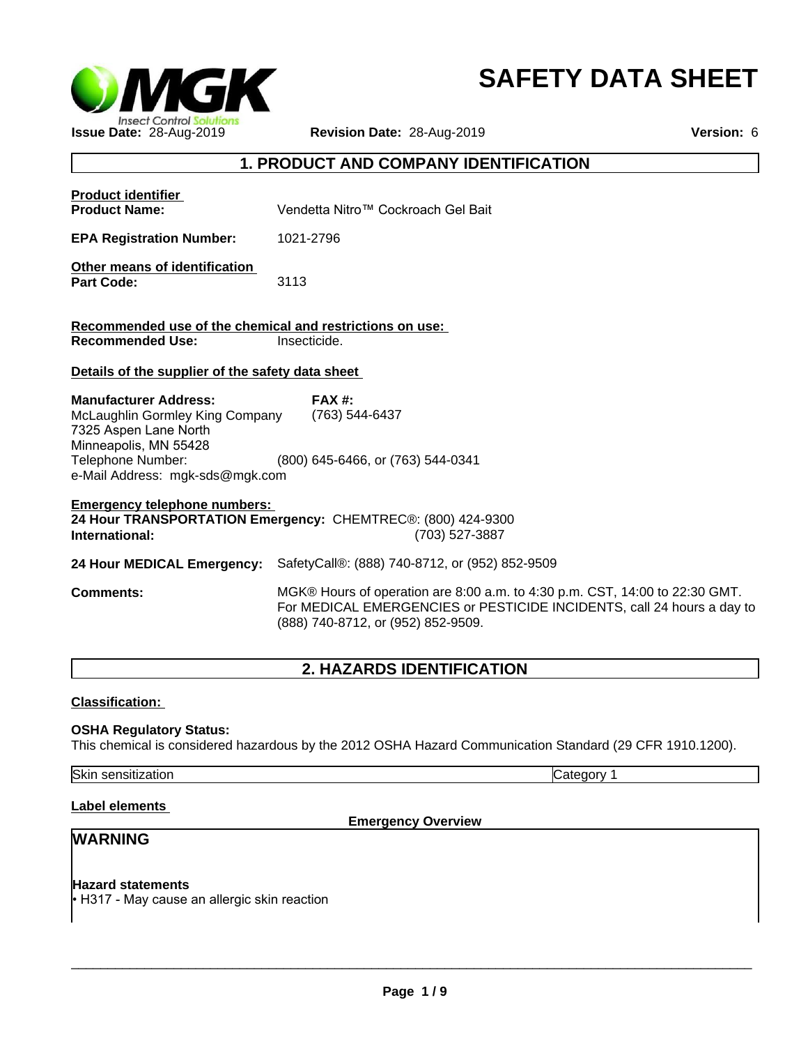# SAFETY DATA SHEET

**Issue Date:** 28-Aug-2019 **Revision Date:** 28-Aug-2019 **Version:** 6

## 1. PRODUCT AND COMPANY IDENTIFICATION

**Product identifier**

**Product Name:** Vendetta Nitro™ Cockroach Gel Bait

**EPA Registration Number:** 1021-2796

**Other means of identification**

**Part Code:** 3113

**Recommended use of the chemical and restrictions on use:**

**Recommended Use:** Insecticide.

**Details of the supplier of the safety data sheet**

**Manufacturer Address:**
McLaughlin Gormley King Company
7325 Aspen Lane North
Minneapolis, MN 55428
Telephone Number: (800) 645-6466, or (763) 544-0341
e-Mail Address: mgk-sds@mgk.com

**FAX #:** (763) 544-6437

**Emergency telephone numbers:**

**24 Hour TRANSPORTATION Emergency:** CHEMTREC®: (800) 424-9300
**International:** (703) 527-3887

**24 Hour MEDICAL Emergency:** SafetyCall®: (888) 740-8712, or (952) 852-9509

**Comments:** MGK® Hours of operation are 8:00 a.m. to 4:30 p.m. CST, 14:00 to 22:30 GMT. For MEDICAL EMERGENCIES or PESTICIDE INCIDENTS, call 24 hours a day to (888) 740-8712, or (952) 852-9509.

## 2. HAZARDS IDENTIFICATION

**Classification:**

**OSHA Regulatory Status:**
This chemical is considered hazardous by the 2012 OSHA Hazard Communication Standard (29 CFR 1910.1200).

| Skin sensitization | Category 1 |
|---|---|

**Label elements**

**Emergency Overview**

**WARNING**

**Hazard statements**

- H317 - May cause an allergic skin reaction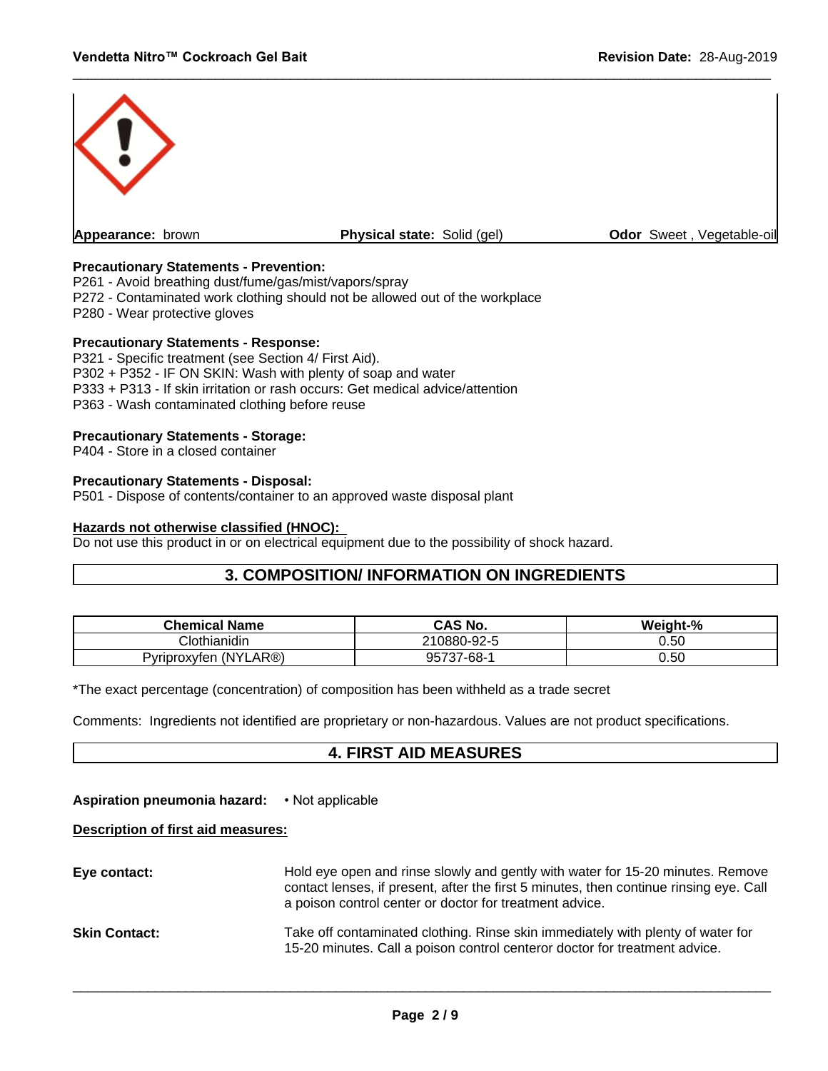Appearance: brown | Physical state: Solid (gel) | Odor Sweet , Vegetable-oil

**Precautionary Statements - Prevention:**
P261 - Avoid breathing dust/fume/gas/mist/vapors/spray
P272 - Contaminated work clothing should not be allowed out of the workplace
P280 - Wear protective gloves

**Precautionary Statements - Response:**
P321 - Specific treatment (see Section 4/ First Aid).
P302 + P352 - IF ON SKIN: Wash with plenty of soap and water
P333 + P313 - If skin irritation or rash occurs: Get medical advice/attention
P363 - Wash contaminated clothing before reuse

**Precautionary Statements - Storage:**
P404 - Store in a closed container

**Precautionary Statements - Disposal:**
P501 - Dispose of contents/container to an approved waste disposal plant

**Hazards not otherwise classified (HNOC):**
Do not use this product in or on electrical equipment due to the possibility of shock hazard.

## 3. COMPOSITION/ INFORMATION ON INGREDIENTS

| Chemical Name | CAS No. | Weight-% |
|---|---|---|
| Clothianidin | 210880-92-5 | 0.50 |
| Pyriproxyfen (NYLAR®) | 95737-68-1 | 0.50 |

*The exact percentage (concentration) of composition has been withheld as a trade secret

Comments: Ingredients not identified are proprietary or non-hazardous. Values are not product specifications.

## 4. FIRST AID MEASURES

**Aspiration pneumonia hazard:** • Not applicable

**Description of first aid measures:**

**Eye contact:** Hold eye open and rinse slowly and gently with water for 15-20 minutes. Remove contact lenses, if present, after the first 5 minutes, then continue rinsing eye. Call a poison control center or doctor for treatment advice.

**Skin Contact:** Take off contaminated clothing. Rinse skin immediately with plenty of water for 15-20 minutes. Call a poison control centeror doctor for treatment advice.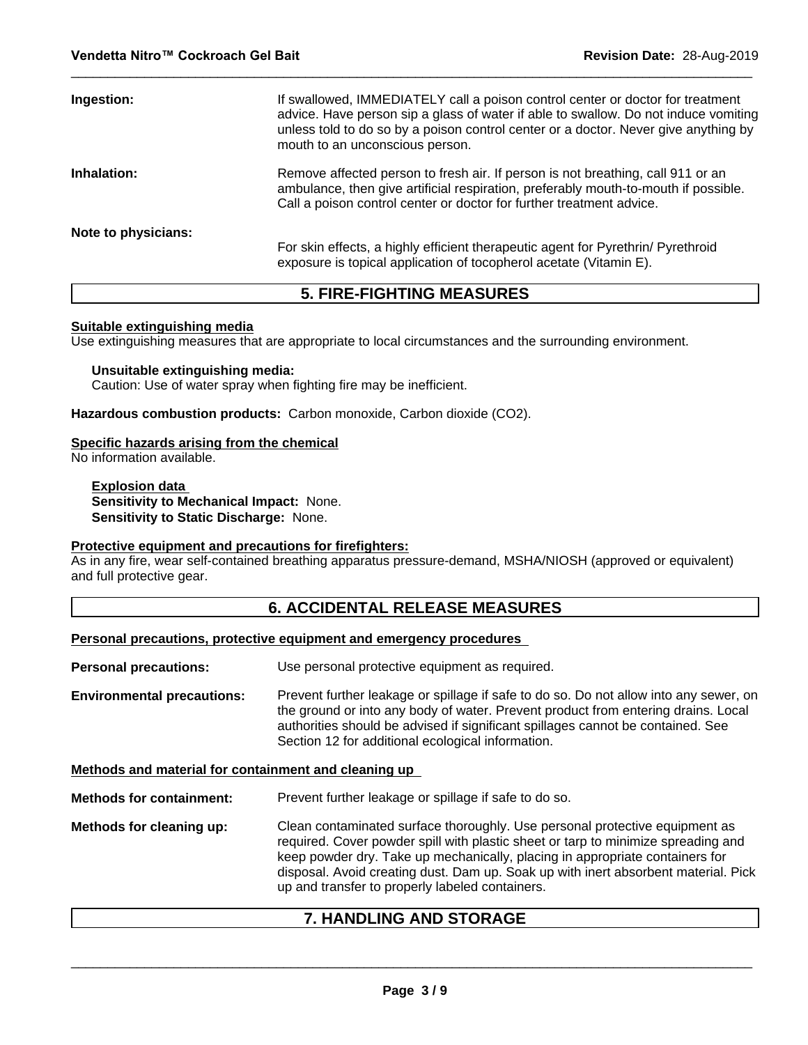**Ingestion:** If swallowed, IMMEDIATELY call a poison control center or doctor for treatment advice. Have person sip a glass of water if able to swallow. Do not induce vomiting unless told to do so by a poison control center or a doctor. Never give anything by mouth to an unconscious person.

**Inhalation:** Remove affected person to fresh air. If person is not breathing, call 911 or an ambulance, then give artificial respiration, preferably mouth-to-mouth if possible. Call a poison control center or doctor for further treatment advice.

**Note to physicians:** For skin effects, a highly efficient therapeutic agent for Pyrethrin/ Pyrethroid exposure is topical application of tocopherol acetate (Vitamin E).

## 5. FIRE-FIGHTING MEASURES

**Suitable extinguishing media**

Use extinguishing measures that are appropriate to local circumstances and the surrounding environment.

**Unsuitable extinguishing media:**

Caution: Use of water spray when fighting fire may be inefficient.

**Hazardous combustion products:** Carbon monoxide, Carbon dioxide ($CO_2$).

**Specific hazards arising from the chemical**

No information available.

**Explosion data**

**Sensitivity to Mechanical Impact:** None.

**Sensitivity to Static Discharge:** None.

**Protective equipment and precautions for firefighters:**

As in any fire, wear self-contained breathing apparatus pressure-demand, MSHA/NIOSH (approved or equivalent) and full protective gear.

## 6. ACCIDENTAL RELEASE MEASURES

**Personal precautions, protective equipment and emergency procedures**

**Personal precautions:** Use personal protective equipment as required.

**Environmental precautions:** Prevent further leakage or spillage if safe to do so. Do not allow into any sewer, on the ground or into any body of water. Prevent product from entering drains. Local authorities should be advised if significant spillages cannot be contained. See Section 12 for additional ecological information.

**Methods and material for containment and cleaning up**

**Methods for containment:** Prevent further leakage or spillage if safe to do so.

**Methods for cleaning up:** Clean contaminated surface thoroughly. Use personal protective equipment as required. Cover powder spill with plastic sheet or tarp to minimize spreading and keep powder dry. Take up mechanically, placing in appropriate containers for disposal. Avoid creating dust. Dam up. Soak up with inert absorbent material. Pick up and transfer to properly labeled containers.

## 7. HANDLING AND STORAGE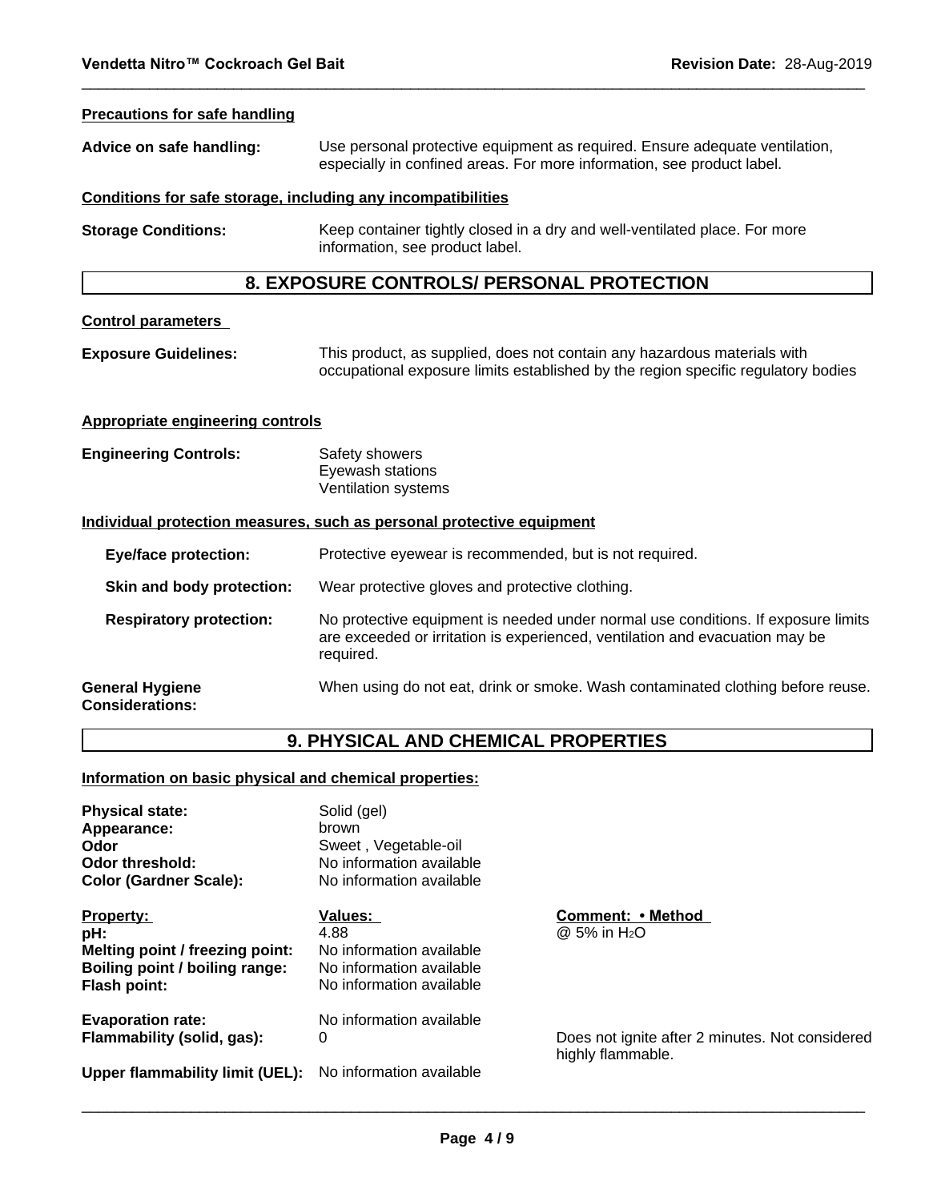**Precautions for safe handling**

**Advice on safe handling:** Use personal protective equipment as required. Ensure adequate ventilation, especially in confined areas. For more information, see product label.

**Conditions for safe storage, including any incompatibilities**

**Storage Conditions:** Keep container tightly closed in a dry and well-ventilated place. For more information, see product label.

## 8. EXPOSURE CONTROLS/ PERSONAL PROTECTION

**Control parameters**

**Exposure Guidelines:** This product, as supplied, does not contain any hazardous materials with occupational exposure limits established by the region specific regulatory bodies

**Appropriate engineering controls**

**Engineering Controls:** Safety showers
Eyewash stations
Ventilation systems

**Individual protection measures, such as personal protective equipment**

**Eye/face protection:** Protective eyewear is recommended, but is not required.

**Skin and body protection:** Wear protective gloves and protective clothing.

**Respiratory protection:** No protective equipment is needed under normal use conditions. If exposure limits are exceeded or irritation is experienced, ventilation and evacuation may be required.

**General Hygiene Considerations:** When using do not eat, drink or smoke. Wash contaminated clothing before reuse.

## 9. PHYSICAL AND CHEMICAL PROPERTIES

**Information on basic physical and chemical properties:**

**Physical state:** Solid (gel)
**Appearance:** brown
**Odor** Sweet , Vegetable-oil
**Odor threshold:** No information available
**Color (Gardner Scale):** No information available

| Property: | Values: | Comment: • Method |
|---|---|---|
| pH: | 4.88 | @ 5% in $H_2O$ |
| Melting point / freezing point: | No information available | |
| Boiling point / boiling range: | No information available | |
| Flash point: | No information available | |
| Evaporation rate: | No information available | |
| Flammability (solid, gas): | 0 | Does not ignite after 2 minutes. Not considered highly flammable. |
| Upper flammability limit (UEL): | No information available | |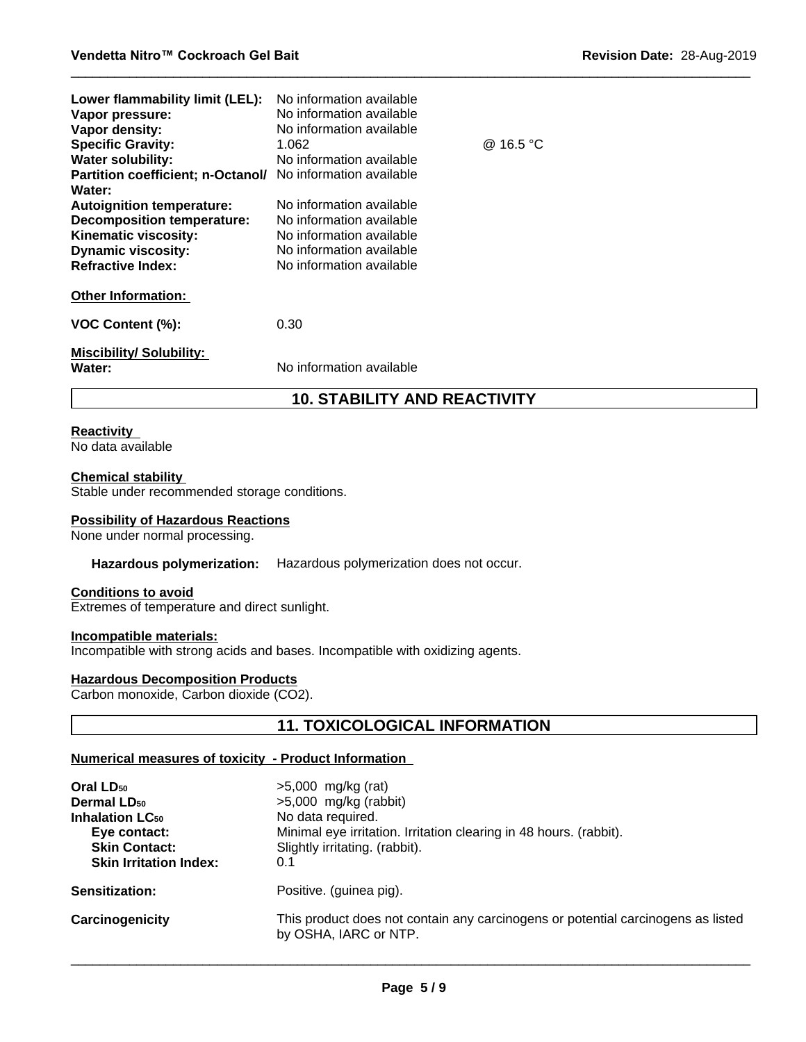| | | |
|---|---|---|
| **Lower flammability limit (LEL):** | No information available | |
| **Vapor pressure:** | No information available | |
| **Vapor density:** | No information available | |
| **Specific Gravity:** | 1.062 | @ 16.5 °C |
| **Water solubility:** | No information available | |
| **Partition coefficient; n-Octanol/ Water:** | No information available | |
| **Autoignition temperature:** | No information available | |
| **Decomposition temperature:** | No information available | |
| **Kinematic viscosity:** | No information available | |
| **Dynamic viscosity:** | No information available | |
| **Refractive Index:** | No information available | |

**Other Information:**

**VOC Content (%):** 0.30

**Miscibility/ Solubility:**
**Water:** No information available

## 10. STABILITY AND REACTIVITY

**Reactivity**
No data available

**Chemical stability**
Stable under recommended storage conditions.

**Possibility of Hazardous Reactions**
None under normal processing.

**Hazardous polymerization:** Hazardous polymerization does not occur.

**Conditions to avoid**
Extremes of temperature and direct sunlight.

**Incompatible materials:**
Incompatible with strong acids and bases. Incompatible with oxidizing agents.

**Hazardous Decomposition Products**
Carbon monoxide, Carbon dioxide ($CO_2$).

## 11. TOXICOLOGICAL INFORMATION

**Numerical measures of toxicity - Product Information**

| | |
|---|---|
| **Oral $LD_{50}$** | >5,000 mg/kg (rat) |
| **Dermal $LD_{50}$** | >5,000 mg/kg (rabbit) |
| **Inhalation $LC_{50}$** | No data required. |
| **Eye contact:** | Minimal eye irritation. Irritation clearing in 48 hours. (rabbit). |
| **Skin Contact:** | Slightly irritating. (rabbit). |
| **Skin Irritation Index:** | 0.1 |

**Sensitization:** Positive. (guinea pig).

**Carcinogenicity** This product does not contain any carcinogens or potential carcinogens as listed by OSHA, IARC or NTP.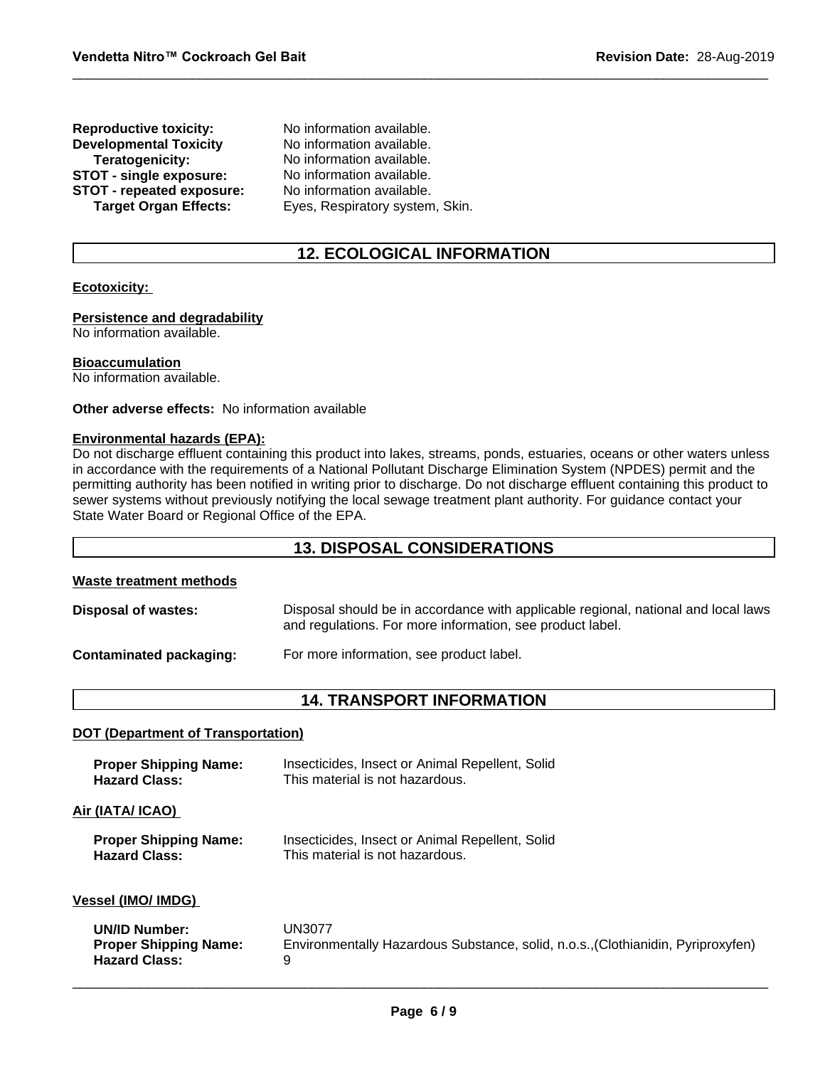**Reproductive toxicity:** No information available.
**Developmental Toxicity** No information available.
**Teratogenicity:** No information available.
**STOT - single exposure:** No information available.
**STOT - repeated exposure:** No information available.
**Target Organ Effects:** Eyes, Respiratory system, Skin.

## 12. ECOLOGICAL INFORMATION

**Ecotoxicity:**

**Persistence and degradability**
No information available.

**Bioaccumulation**
No information available.

**Other adverse effects:** No information available

**Environmental hazards (EPA):**
Do not discharge effluent containing this product into lakes, streams, ponds, estuaries, oceans or other waters unless in accordance with the requirements of a National Pollutant Discharge Elimination System (NPDES) permit and the permitting authority has been notified in writing prior to discharge. Do not discharge effluent containing this product to sewer systems without previously notifying the local sewage treatment plant authority. For guidance contact your State Water Board or Regional Office of the EPA.

## 13. DISPOSAL CONSIDERATIONS

**Waste treatment methods**

**Disposal of wastes:** Disposal should be in accordance with applicable regional, national and local laws and regulations. For more information, see product label.

**Contaminated packaging:** For more information, see product label.

## 14. TRANSPORT INFORMATION

**DOT (Department of Transportation)**

**Proper Shipping Name:** Insecticides, Insect or Animal Repellent, Solid
**Hazard Class:** This material is not hazardous.

**Air (IATA/ ICAO)**

**Proper Shipping Name:** Insecticides, Insect or Animal Repellent, Solid
**Hazard Class:** This material is not hazardous.

**Vessel (IMO/ IMDG)**

**UN/ID Number:** UN3077
**Proper Shipping Name:** Environmentally Hazardous Substance, solid, n.o.s.,(Clothianidin, Pyriproxyfen)
**Hazard Class:** 9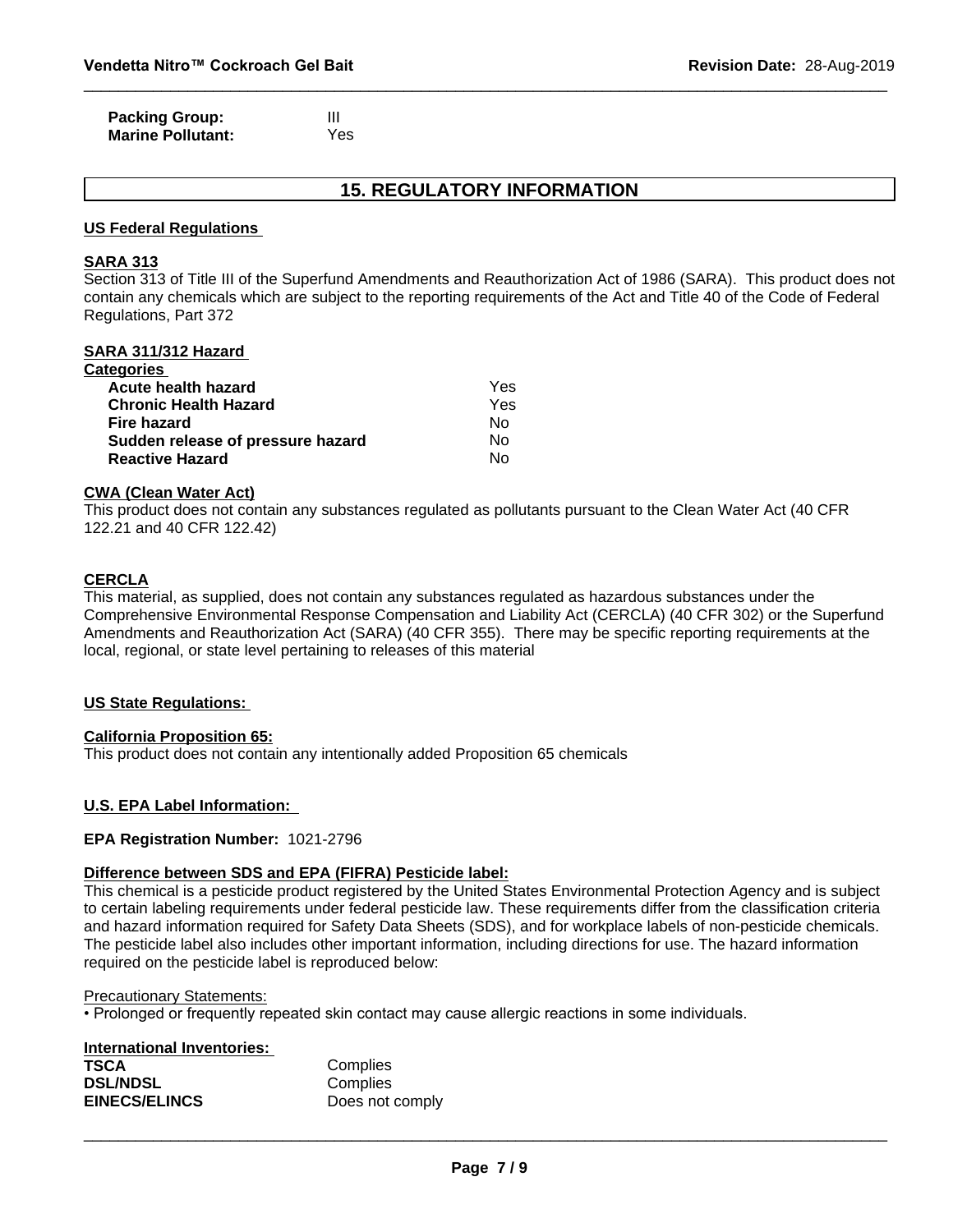| | |
|---|---|
| **Packing Group:** | III |
| **Marine Pollutant:** | Yes |

## 15. REGULATORY INFORMATION

### US Federal Regulations

**SARA 313**

Section 313 of Title III of the Superfund Amendments and Reauthorization Act of 1986 (SARA). This product does not contain any chemicals which are subject to the reporting requirements of the Act and Title 40 of the Code of Federal Regulations, Part 372

**SARA 311/312 Hazard Categories**

| | |
|---|---|
| **Acute health hazard** | Yes |
| **Chronic Health Hazard** | Yes |
| **Fire hazard** | No |
| **Sudden release of pressure hazard** | No |
| **Reactive Hazard** | No |

**CWA (Clean Water Act)**

This product does not contain any substances regulated as pollutants pursuant to the Clean Water Act (40 CFR 122.21 and 40 CFR 122.42)

**CERCLA**

This material, as supplied, does not contain any substances regulated as hazardous substances under the Comprehensive Environmental Response Compensation and Liability Act (CERCLA) (40 CFR 302) or the Superfund Amendments and Reauthorization Act (SARA) (40 CFR 355). There may be specific reporting requirements at the local, regional, or state level pertaining to releases of this material

### US State Regulations:

**California Proposition 65:**

This product does not contain any intentionally added Proposition 65 chemicals

### U.S. EPA Label Information:

**EPA Registration Number:** 1021-2796

**Difference between SDS and EPA (FIFRA) Pesticide label:**

This chemical is a pesticide product registered by the United States Environmental Protection Agency and is subject to certain labeling requirements under federal pesticide law. These requirements differ from the classification criteria and hazard information required for Safety Data Sheets (SDS), and for workplace labels of non-pesticide chemicals. The pesticide label also includes other important information, including directions for use. The hazard information required on the pesticide label is reproduced below:

Precautionary Statements:

• Prolonged or frequently repeated skin contact may cause allergic reactions in some individuals.

**International Inventories:**

| | |
|---|---|
| **TSCA** | Complies |
| **DSL/NDSL** | Complies |
| **EINECS/ELINCS** | Does not comply |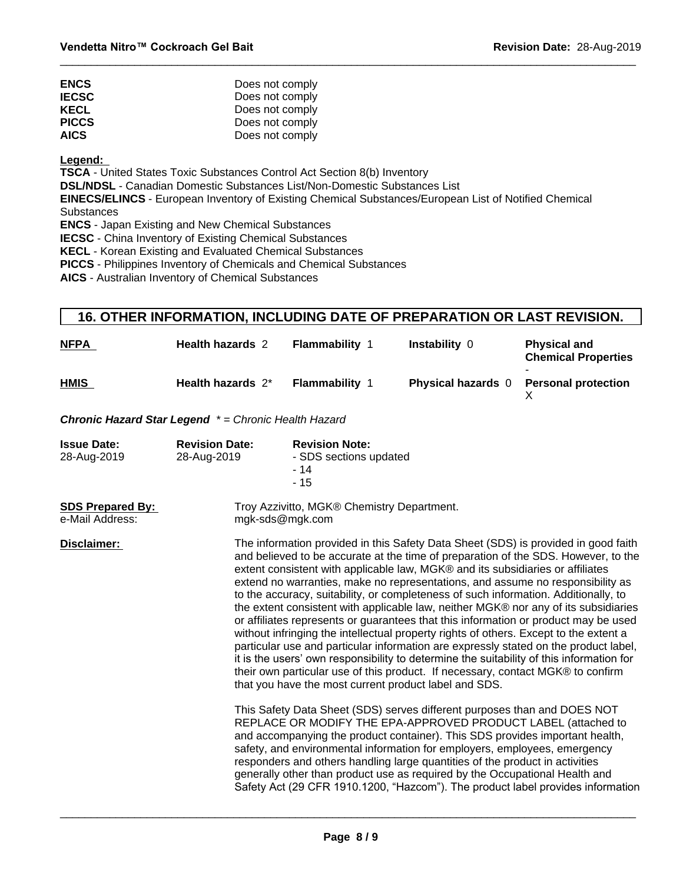| | |
|---|---|
| **ENCS** | Does not comply |
| **IECSC** | Does not comply |
| **KECL** | Does not comply |
| **PICCS** | Does not comply |
| **AICS** | Does not comply |

**Legend:**

**TSCA** - United States Toxic Substances Control Act Section 8(b) Inventory
**DSL/NDSL** - Canadian Domestic Substances List/Non-Domestic Substances List
**EINECS/ELINCS** - European Inventory of Existing Chemical Substances/European List of Notified Chemical Substances
**ENCS** - Japan Existing and New Chemical Substances
**IECSC** - China Inventory of Existing Chemical Substances
**KECL** - Korean Existing and Evaluated Chemical Substances
**PICCS** - Philippines Inventory of Chemicals and Chemical Substances
**AICS** - Australian Inventory of Chemical Substances

## 16. OTHER INFORMATION, INCLUDING DATE OF PREPARATION OR LAST REVISION.

| | | | | |
|---|---|---|---|---|
| **NFPA** | **Health hazards** 2 | **Flammability** 1 | **Instability** 0 | **Physical and Chemical Properties** - |
| **HMIS** | **Health hazards** 2* | **Flammability** 1 | **Physical hazards** 0 | **Personal protection** X |

***Chronic Hazard Star Legend*** *\* = Chronic Health Hazard*

| **Issue Date:** | **Revision Date:** | **Revision Note:** |
|---|---|---|
| 28-Aug-2019 | 28-Aug-2019 | - SDS sections updated<br>- 14<br>- 15 |

**SDS Prepared By:** Troy Azzivitto, MGK® Chemistry Department.
e-Mail Address: mgk-sds@mgk.com

**Disclaimer:**

The information provided in this Safety Data Sheet (SDS) is provided in good faith and believed to be accurate at the time of preparation of the SDS. However, to the extent consistent with applicable law, MGK® and its subsidiaries or affiliates extend no warranties, make no representations, and assume no responsibility as to the accuracy, suitability, or completeness of such information. Additionally, to the extent consistent with applicable law, neither MGK® nor any of its subsidiaries or affiliates represents or guarantees that this information or product may be used without infringing the intellectual property rights of others. Except to the extent a particular use and particular information are expressly stated on the product label, it is the users' own responsibility to determine the suitability of this information for their own particular use of this product. If necessary, contact MGK® to confirm that you have the most current product label and SDS.

This Safety Data Sheet (SDS) serves different purposes than and DOES NOT REPLACE OR MODIFY THE EPA-APPROVED PRODUCT LABEL (attached to and accompanying the product container). This SDS provides important health, safety, and environmental information for employers, employees, emergency responders and others handling large quantities of the product in activities generally other than product use as required by the Occupational Health and Safety Act (29 CFR 1910.1200, "Hazcom"). The product label provides information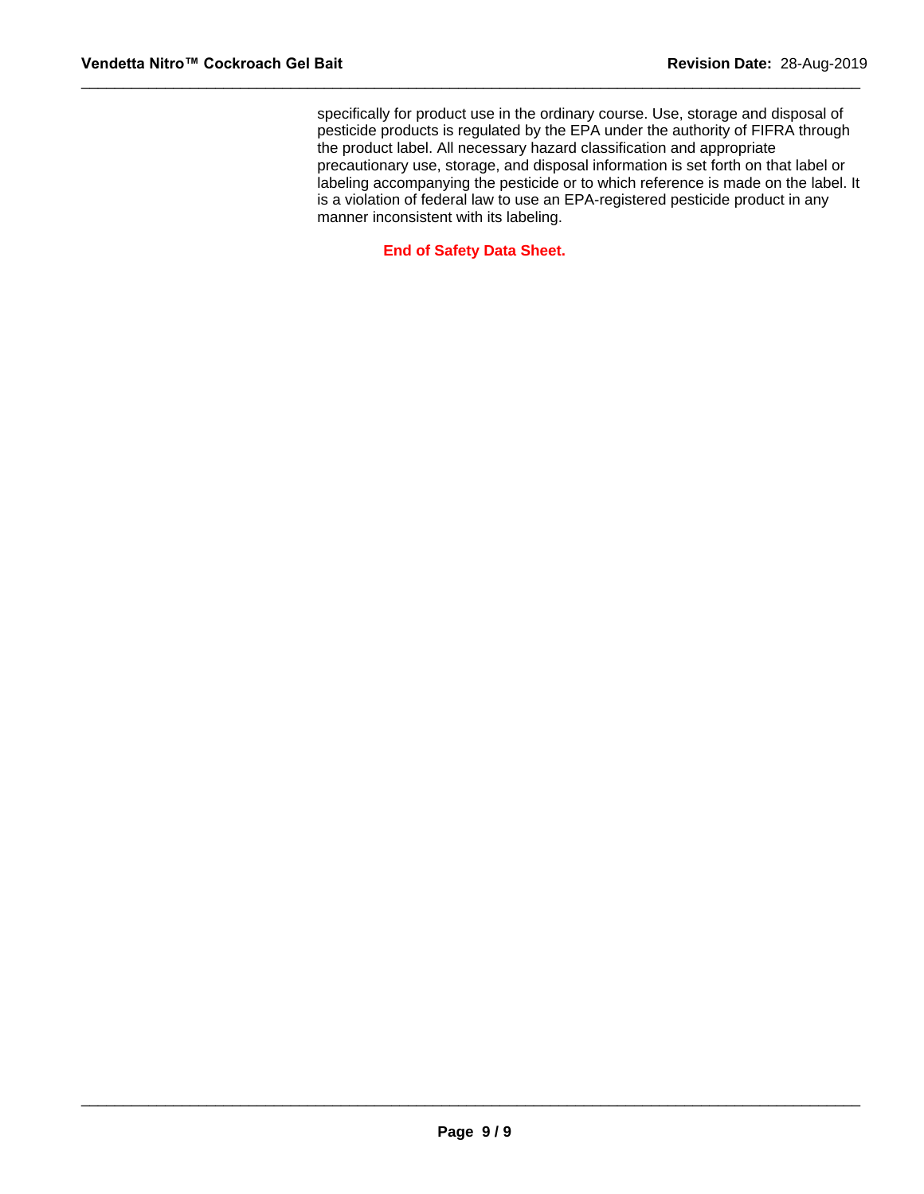specifically for product use in the ordinary course. Use, storage and disposal of pesticide products is regulated by the EPA under the authority of FIFRA through the product label. All necessary hazard classification and appropriate precautionary use, storage, and disposal information is set forth on that label or labeling accompanying the pesticide or to which reference is made on the label. It is a violation of federal law to use an EPA-registered pesticide product in any manner inconsistent with its labeling.

**End of Safety Data Sheet.**